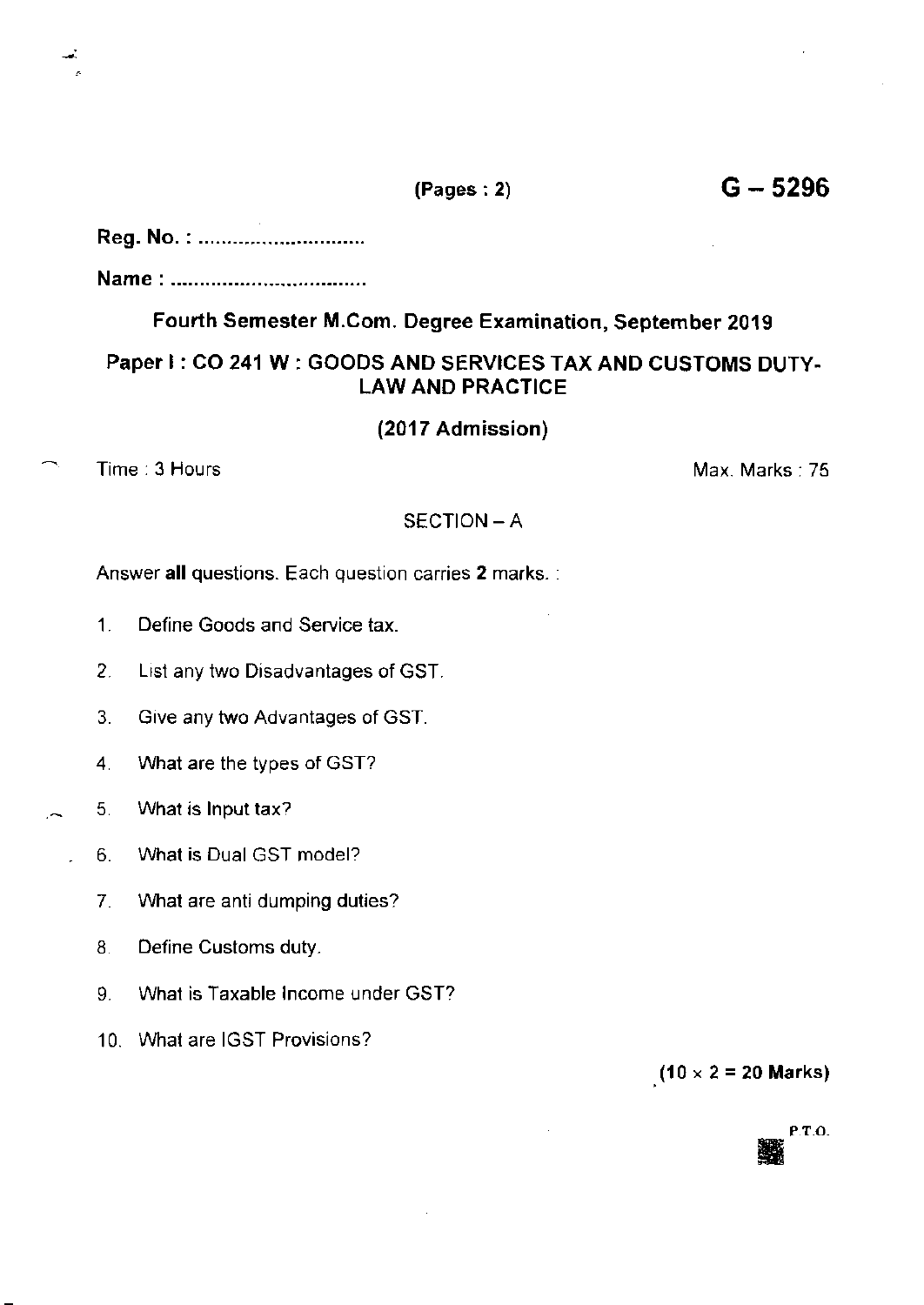(Pages : 2) **G – 5296**

**Reg. No. : ..............................**

**Name : ..................................**

## Fourth Semester M.Com. Degree Examination, September 2019

## Paper I : CO 241 W : GOODS AND SERVICES TAX AND CUSTOMS DUTY-LAW AND PRACTICE

### (2017 Admission)

Time : 3 Hours Max. Marks : 75

SECTION – A

Answer **all** questions. Each question carries **2** marks. :

1. Define Goods and Service tax.
2. List any two Disadvantages of GST.
3. Give any two Advantages of GST.
4. What are the types of GST?
5. What is Input tax?
6. What is Dual GST model?
7. What are anti dumping duties?
8. Define Customs duty.
9. What is Taxable Income under GST?
10. What are IGST Provisions?

**(10 × 2 = 20 Marks)**

P.T.O.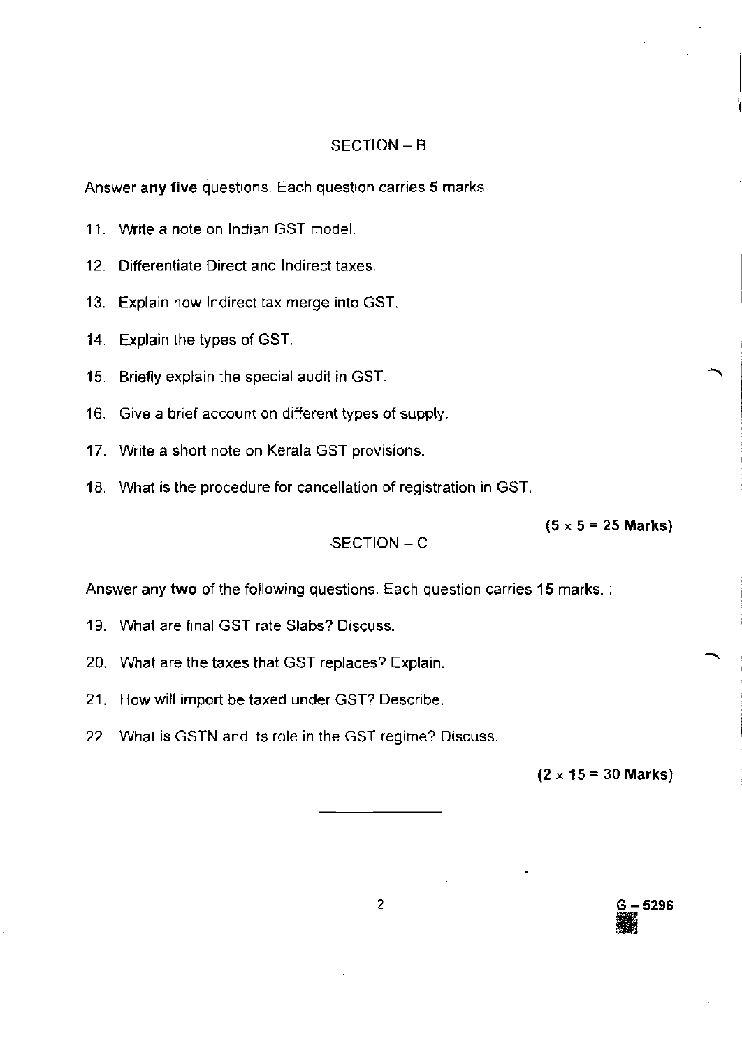## SECTION – B

Answer **any five** questions. Each question carries **5** marks.

11. Write a note on Indian GST model.
12. Differentiate Direct and Indirect taxes.
13. Explain how Indirect tax merge into GST.
14. Explain the types of GST.
15. Briefly explain the special audit in GST.
16. Give a brief account on different types of supply.
17. Write a short note on Kerala GST provisions.
18. What is the procedure for cancellation of registration in GST.

**(5 × 5 = 25 Marks)**

## SECTION – C

Answer any **two** of the following questions. Each question carries **15** marks. :

19. What are final GST rate Slabs? Discuss.
20. What are the taxes that GST replaces? Explain.
21. How will import be taxed under GST? Describe.
22. What is GSTN and its role in the GST regime? Discuss.

**(2 × 15 = 30 Marks)**

G – 5296